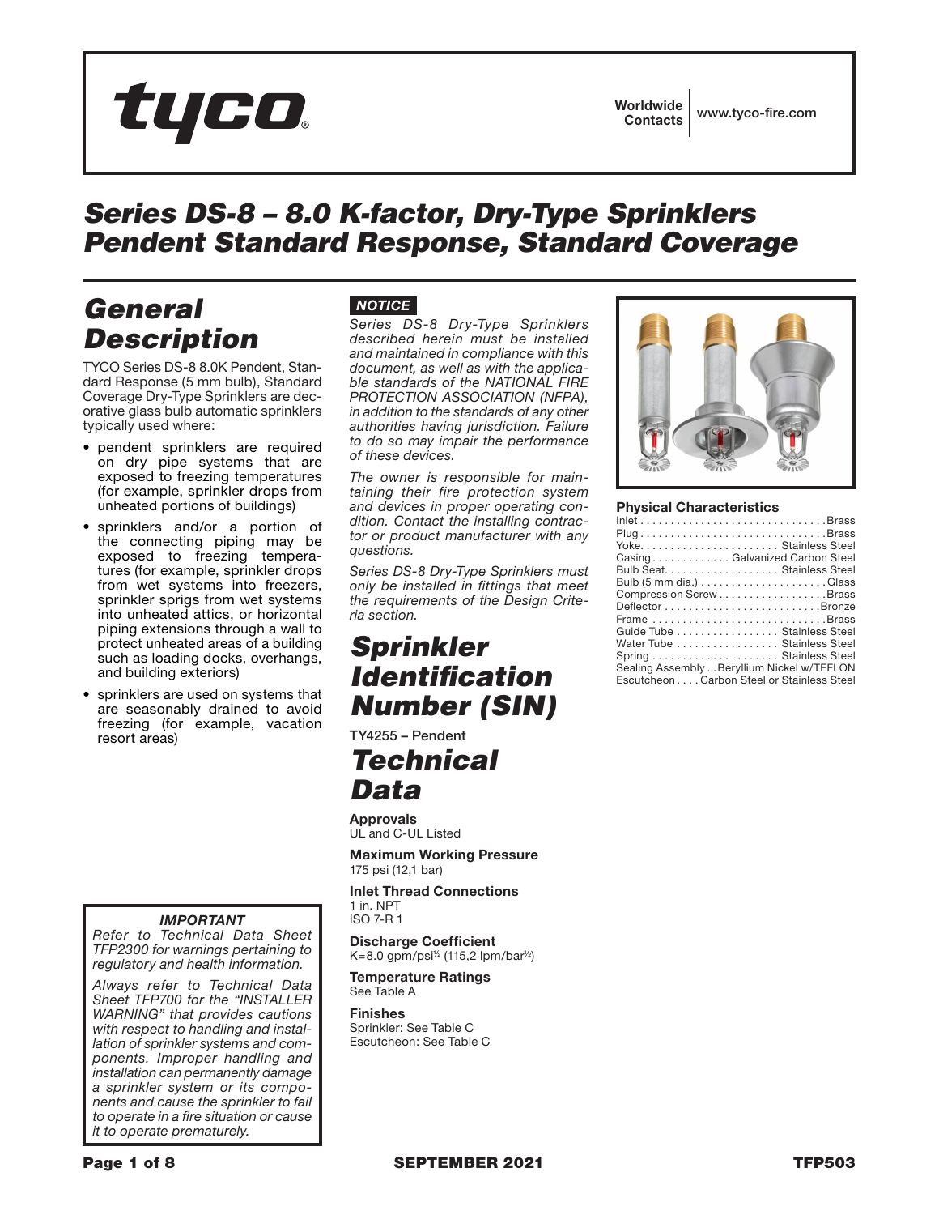tyco®

Worldwide Contacts | www.tyco-fire.com

# Series DS-8 – 8.0 K-factor, Dry-Type Sprinklers Pendent Standard Response, Standard Coverage

## General Description

TYCO Series DS-8 8.0K Pendent, Standard Response (5 mm bulb), Standard Coverage Dry-Type Sprinklers are decorative glass bulb automatic sprinklers typically used where:

- pendent sprinklers are required on dry pipe systems that are exposed to freezing temperatures (for example, sprinkler drops from unheated portions of buildings)
- sprinklers and/or a portion of the connecting piping may be exposed to freezing temperatures (for example, sprinkler drops from wet systems into freezers, sprinkler sprigs from wet systems into unheated attics, or horizontal piping extensions through a wall to protect unheated areas of a building such as loading docks, overhangs, and building exteriors)
- sprinklers are used on systems that are seasonably drained to avoid freezing (for example, vacation resort areas)

**IMPORTANT**

*Refer to Technical Data Sheet TFP2300 for warnings pertaining to regulatory and health information.*

*Always refer to Technical Data Sheet TFP700 for the "INSTALLER WARNING" that provides cautions with respect to handling and installation of sprinkler systems and components. Improper handling and installation can permanently damage a sprinkler system or its components and cause the sprinkler to fail to operate in a fire situation or cause it to operate prematurely.*

**NOTICE**

*Series DS-8 Dry-Type Sprinklers described herein must be installed and maintained in compliance with this document, as well as with the applicable standards of the NATIONAL FIRE PROTECTION ASSOCIATION (NFPA), in addition to the standards of any other authorities having jurisdiction. Failure to do so may impair the performance of these devices.*

*The owner is responsible for maintaining their fire protection system and devices in proper operating condition. Contact the installing contractor or product manufacturer with any questions.*

*Series DS-8 Dry-Type Sprinklers must only be installed in fittings that meet the requirements of the Design Criteria section.*

## Sprinkler Identification Number (SIN)

TY4255 – Pendent

## Technical Data

**Approvals**
UL and C-UL Listed

**Maximum Working Pressure**
175 psi (12,1 bar)

**Inlet Thread Connections**
1 in. NPT
ISO 7-R 1

**Discharge Coefficient**
K=8.0 gpm/psi$^{1/2}$ (115,2 lpm/bar$^{1/2}$)

**Temperature Ratings**
See Table A

**Finishes**
Sprinkler: See Table C
Escutcheon: See Table C

**Physical Characteristics**

| Component | Material |
|---|---|
| Inlet | Brass |
| Plug | Brass |
| Yoke | Stainless Steel |
| Casing | Galvanized Carbon Steel |
| Bulb Seat | Stainless Steel |
| Bulb (5 mm dia.) | Glass |
| Compression Screw | Brass |
| Deflector | Bronze |
| Frame | Brass |
| Guide Tube | Stainless Steel |
| Water Tube | Stainless Steel |
| Spring | Stainless Steel |
| Sealing Assembly | Beryllium Nickel w/TEFLON |
| Escutcheon | Carbon Steel or Stainless Steel |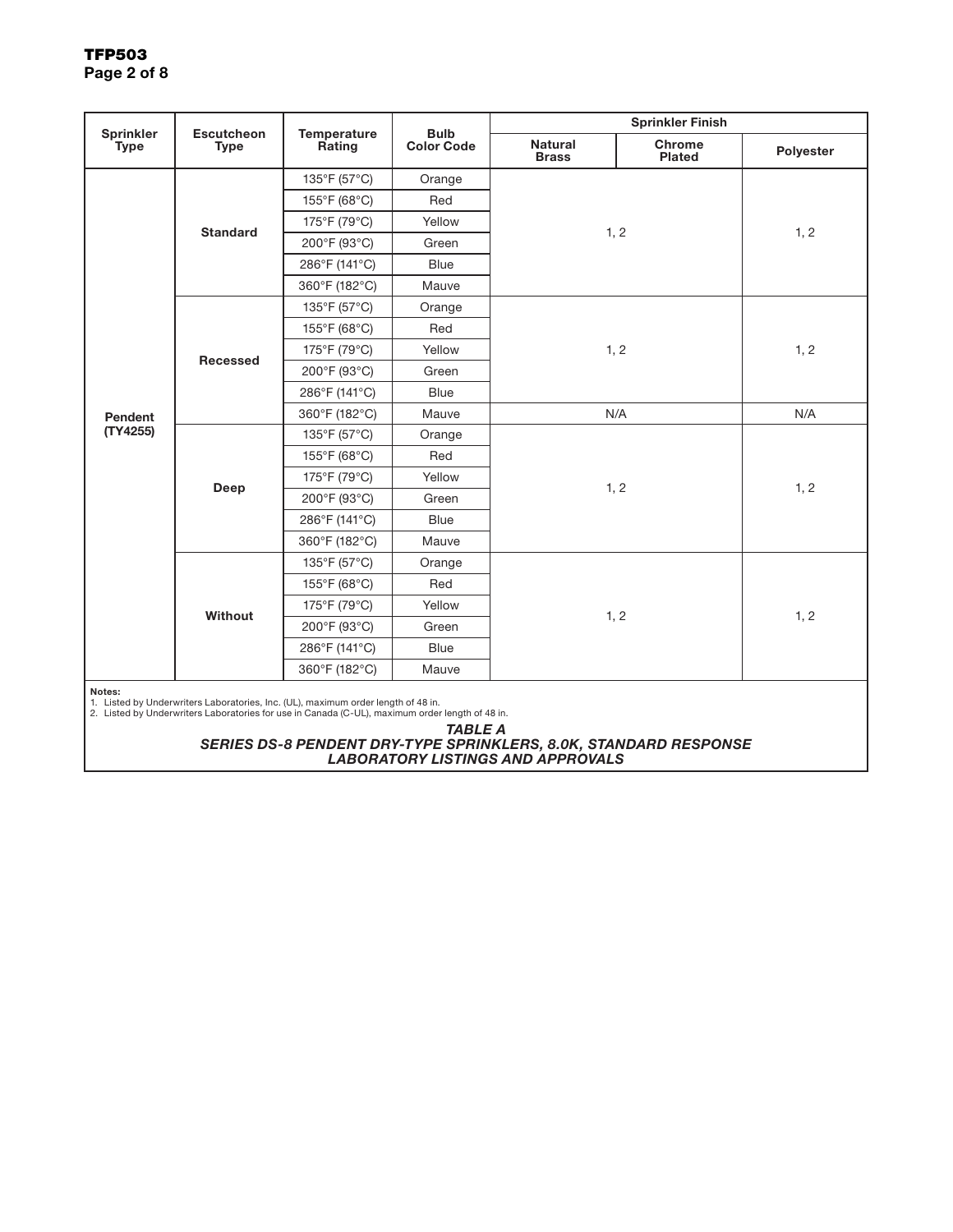| Sprinkler Type | Escutcheon Type | Temperature Rating | Bulb Color Code | Sprinkler Finish | | |
|---|---|---|---|---|---|---|
| | | | | Natural Brass | Chrome Plated | Polyester |
| Pendent (TY4255) | Standard | 135°F (57°C) | Orange | 1, 2 | | 1, 2 |
| | | 155°F (68°C) | Red | | | |
| | | 175°F (79°C) | Yellow | | | |
| | | 200°F (93°C) | Green | | | |
| | | 286°F (141°C) | Blue | | | |
| | | 360°F (182°C) | Mauve | | | |
| | Recessed | 135°F (57°C) | Orange | 1, 2 | | 1, 2 |
| | | 155°F (68°C) | Red | | | |
| | | 175°F (79°C) | Yellow | | | |
| | | 200°F (93°C) | Green | | | |
| | | 286°F (141°C) | Blue | | | |
| | | 360°F (182°C) | Mauve | N/A | | N/A |
| | Deep | 135°F (57°C) | Orange | 1, 2 | | 1, 2 |
| | | 155°F (68°C) | Red | | | |
| | | 175°F (79°C) | Yellow | | | |
| | | 200°F (93°C) | Green | | | |
| | | 286°F (141°C) | Blue | | | |
| | | 360°F (182°C) | Mauve | | | |
| | Without | 135°F (57°C) | Orange | 1, 2 | | 1, 2 |
| | | 155°F (68°C) | Red | | | |
| | | 175°F (79°C) | Yellow | | | |
| | | 200°F (93°C) | Green | | | |
| | | 286°F (141°C) | Blue | | | |
| | | 360°F (182°C) | Mauve | | | |

**Notes:**
1. Listed by Underwriters Laboratories, Inc. (UL), maximum order length of 48 in.
2. Listed by Underwriters Laboratories for use in Canada (C-UL), maximum order length of 48 in.

***TABLE A***
***SERIES DS-8 PENDENT DRY-TYPE SPRINKLERS, 8.0K, STANDARD RESPONSE***
***LABORATORY LISTINGS AND APPROVALS***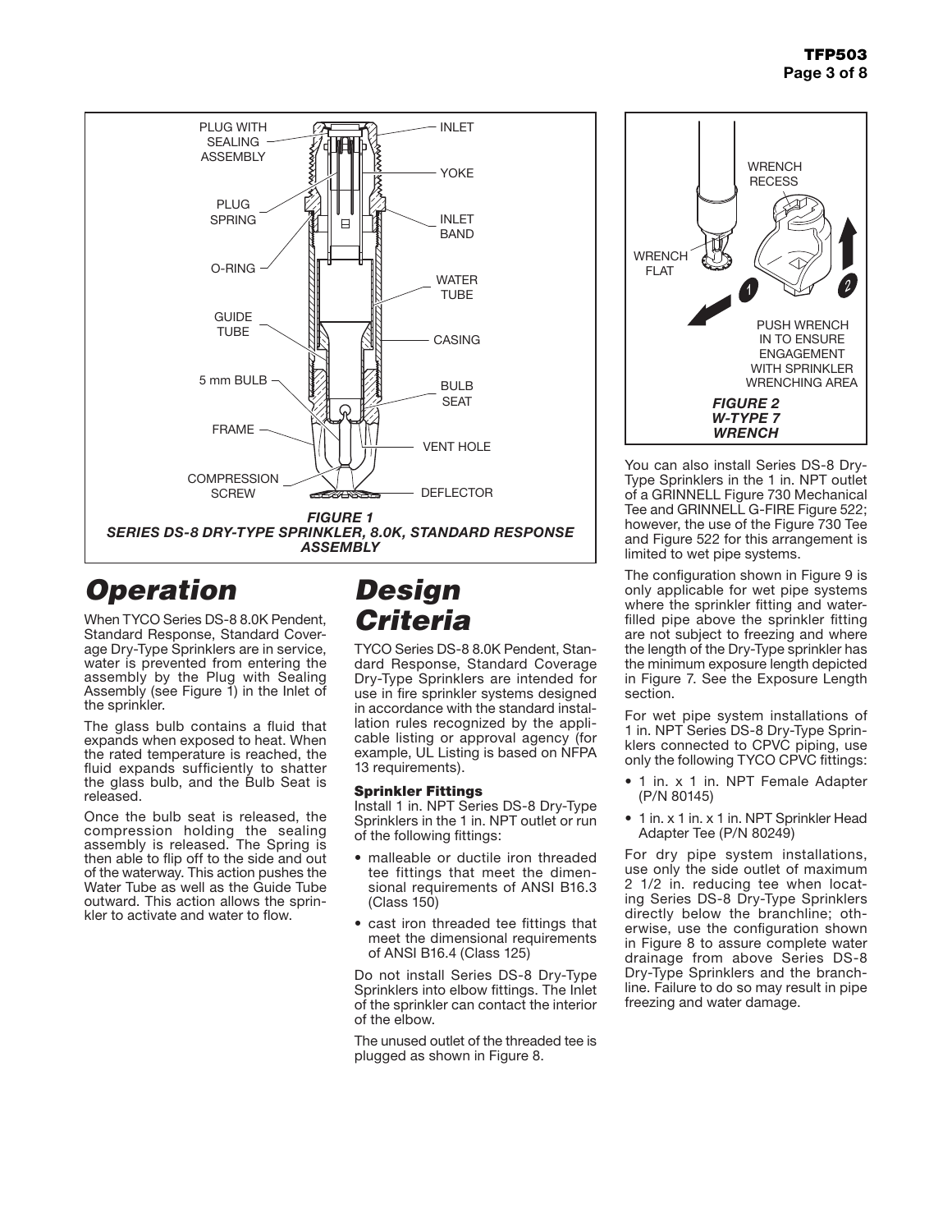*FIGURE 1*
*SERIES DS-8 DRY-TYPE SPRINKLER, 8.0K, STANDARD RESPONSE ASSEMBLY*

# Operation

When TYCO Series DS-8 8.0K Pendent, Standard Response, Standard Coverage Dry-Type Sprinklers are in service, water is prevented from entering the assembly by the Plug with Sealing Assembly (see Figure 1) in the Inlet of the sprinkler.

The glass bulb contains a fluid that expands when exposed to heat. When the rated temperature is reached, the fluid expands sufficiently to shatter the glass bulb, and the Bulb Seat is released.

Once the bulb seat is released, the compression holding the sealing assembly is released. The Spring is then able to flip off to the side and out of the waterway. This action pushes the Water Tube as well as the Guide Tube outward. This action allows the sprinkler to activate and water to flow.

# Design Criteria

TYCO Series DS-8 8.0K Pendent, Standard Response, Standard Coverage Dry-Type Sprinklers are intended for use in fire sprinkler systems designed in accordance with the standard installation rules recognized by the applicable listing or approval agency (for example, UL Listing is based on NFPA 13 requirements).

### Sprinkler Fittings

Install 1 in. NPT Series DS-8 Dry-Type Sprinklers in the 1 in. NPT outlet or run of the following fittings:

- malleable or ductile iron threaded tee fittings that meet the dimensional requirements of ANSI B16.3 (Class 150)
- cast iron threaded tee fittings that meet the dimensional requirements of ANSI B16.4 (Class 125)

Do not install Series DS-8 Dry-Type Sprinklers into elbow fittings. The Inlet of the sprinkler can contact the interior of the elbow.

The unused outlet of the threaded tee is plugged as shown in Figure 8.

*FIGURE 2*
*W-TYPE 7 WRENCH*

You can also install Series DS-8 Dry-Type Sprinklers in the 1 in. NPT outlet of a GRINNELL Figure 730 Mechanical Tee and GRINNELL G-FIRE Figure 522; however, the use of the Figure 730 Tee and Figure 522 for this arrangement is limited to wet pipe systems.

The configuration shown in Figure 9 is only applicable for wet pipe systems where the sprinkler fitting and water-filled pipe above the sprinkler fitting are not subject to freezing and where the length of the Dry-Type sprinkler has the minimum exposure length depicted in Figure 7. See the Exposure Length section.

For wet pipe system installations of 1 in. NPT Series DS-8 Dry-Type Sprinklers connected to CPVC piping, use only the following TYCO CPVC fittings:

- 1 in. x 1 in. NPT Female Adapter (P/N 80145)
- 1 in. x 1 in. x 1 in. NPT Sprinkler Head Adapter Tee (P/N 80249)

For dry pipe system installations, use only the side outlet of maximum 2 1/2 in. reducing tee when locating Series DS-8 Dry-Type Sprinklers directly below the branchline; otherwise, use the configuration shown in Figure 8 to assure complete water drainage from above Series DS-8 Dry-Type Sprinklers and the branchline. Failure to do so may result in pipe freezing and water damage.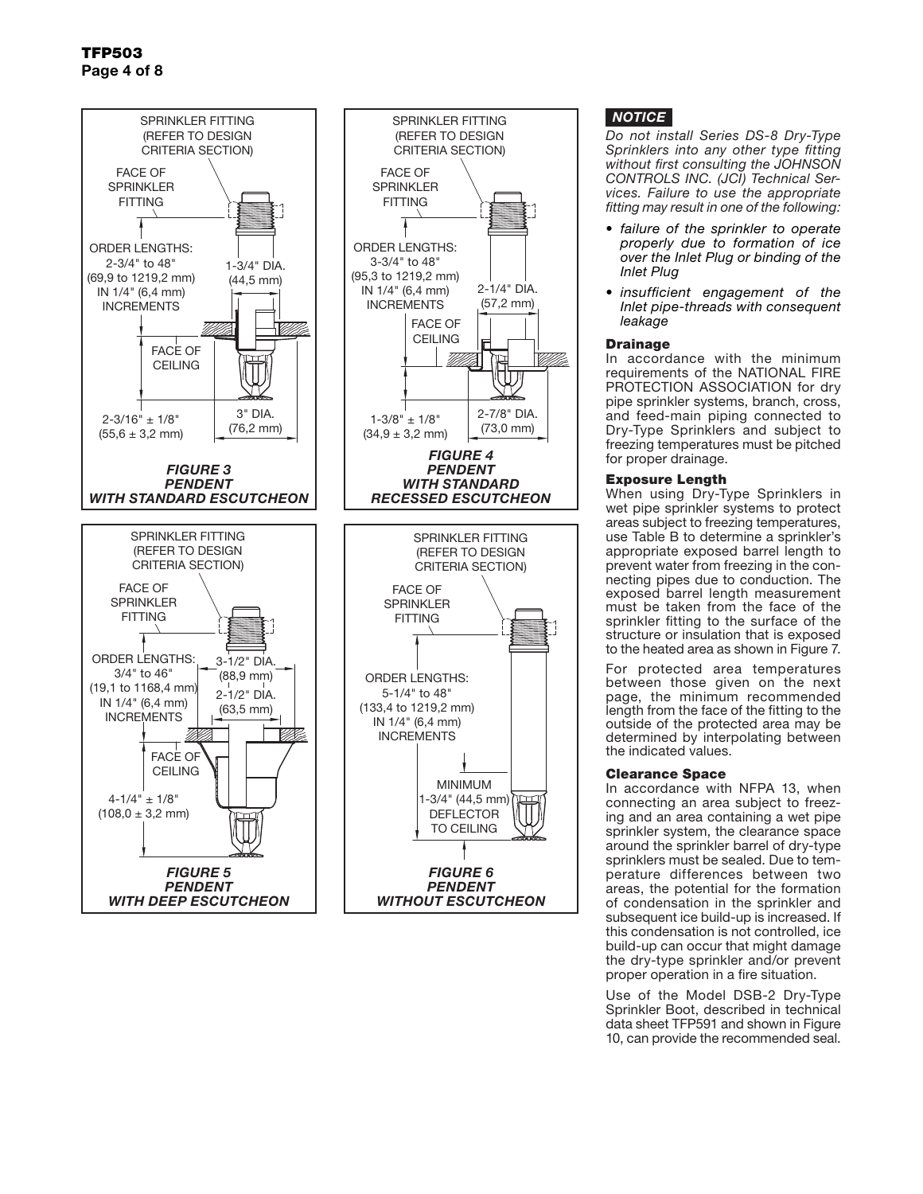SPRINKLER FITTING (REFER TO DESIGN CRITERIA SECTION)

FACE OF SPRINKLER FITTING

ORDER LENGTHS: 2-3/4" to 48" (69,9 to 1219,2 mm) IN 1/4" (6,4 mm) INCREMENTS

1-3/4" DIA. (44,5 mm)

FACE OF CEILING

2-3/16" ± 1/8" (55,6 ± 3,2 mm)

3" DIA. (76,2 mm)

*FIGURE 3*
*PENDENT*
*WITH STANDARD ESCUTCHEON*

SPRINKLER FITTING (REFER TO DESIGN CRITERIA SECTION)

FACE OF SPRINKLER FITTING

ORDER LENGTHS: 3-3/4" to 48" (95,3 to 1219,2 mm) IN 1/4" (6,4 mm) INCREMENTS

2-1/4" DIA. (57,2 mm)

FACE OF CEILING

1-3/8" ± 1/8" (34,9 ± 3,2 mm)

2-7/8" DIA. (73,0 mm)

*FIGURE 4*
*PENDENT*
*WITH STANDARD RECESSED ESCUTCHEON*

SPRINKLER FITTING (REFER TO DESIGN CRITERIA SECTION)

FACE OF SPRINKLER FITTING

ORDER LENGTHS: 3/4" to 46" (19,1 to 1168,4 mm) IN 1/4" (6,4 mm) INCREMENTS

3-1/2" DIA. (88,9 mm)

2-1/2" DIA. (63,5 mm)

FACE OF CEILING

4-1/4" ± 1/8" (108,0 ± 3,2 mm)

*FIGURE 5*
*PENDENT*
*WITH DEEP ESCUTCHEON*

SPRINKLER FITTING (REFER TO DESIGN CRITERIA SECTION)

FACE OF SPRINKLER FITTING

ORDER LENGTHS: 5-1/4" to 48" (133,4 to 1219,2 mm) IN 1/4" (6,4 mm) INCREMENTS

MINIMUM 1-3/4" (44,5 mm) DEFLECTOR TO CEILING

*FIGURE 6*
*PENDENT*
*WITHOUT ESCUTCHEON*

***NOTICE***

*Do not install Series DS-8 Dry-Type Sprinklers into any other type fitting without first consulting the JOHNSON CONTROLS INC. (JCI) Technical Services. Failure to use the appropriate fitting may result in one of the following:*

- *failure of the sprinkler to operate properly due to formation of ice over the Inlet Plug or binding of the Inlet Plug*
- *insufficient engagement of the Inlet pipe-threads with consequent leakage*

### Drainage

In accordance with the minimum requirements of the NATIONAL FIRE PROTECTION ASSOCIATION for dry pipe sprinkler systems, branch, cross, and feed-main piping connected to Dry-Type Sprinklers and subject to freezing temperatures must be pitched for proper drainage.

### Exposure Length

When using Dry-Type Sprinklers in wet pipe sprinkler systems to protect areas subject to freezing temperatures, use Table B to determine a sprinkler's appropriate exposed barrel length to prevent water from freezing in the connecting pipes due to conduction. The exposed barrel length measurement must be taken from the face of the sprinkler fitting to the surface of the structure or insulation that is exposed to the heated area as shown in Figure 7.

For protected area temperatures between those given on the next page, the minimum recommended length from the face of the fitting to the outside of the protected area may be determined by interpolating between the indicated values.

### Clearance Space

In accordance with NFPA 13, when connecting an area subject to freezing and an area containing a wet pipe sprinkler system, the clearance space around the sprinkler barrel of dry-type sprinklers must be sealed. Due to temperature differences between two areas, the potential for the formation of condensation in the sprinkler and subsequent ice build-up is increased. If this condensation is not controlled, ice build-up can occur that might damage the dry-type sprinkler and/or prevent proper operation in a fire situation.

Use of the Model DSB-2 Dry-Type Sprinkler Boot, described in technical data sheet TFP591 and shown in Figure 10, can provide the recommended seal.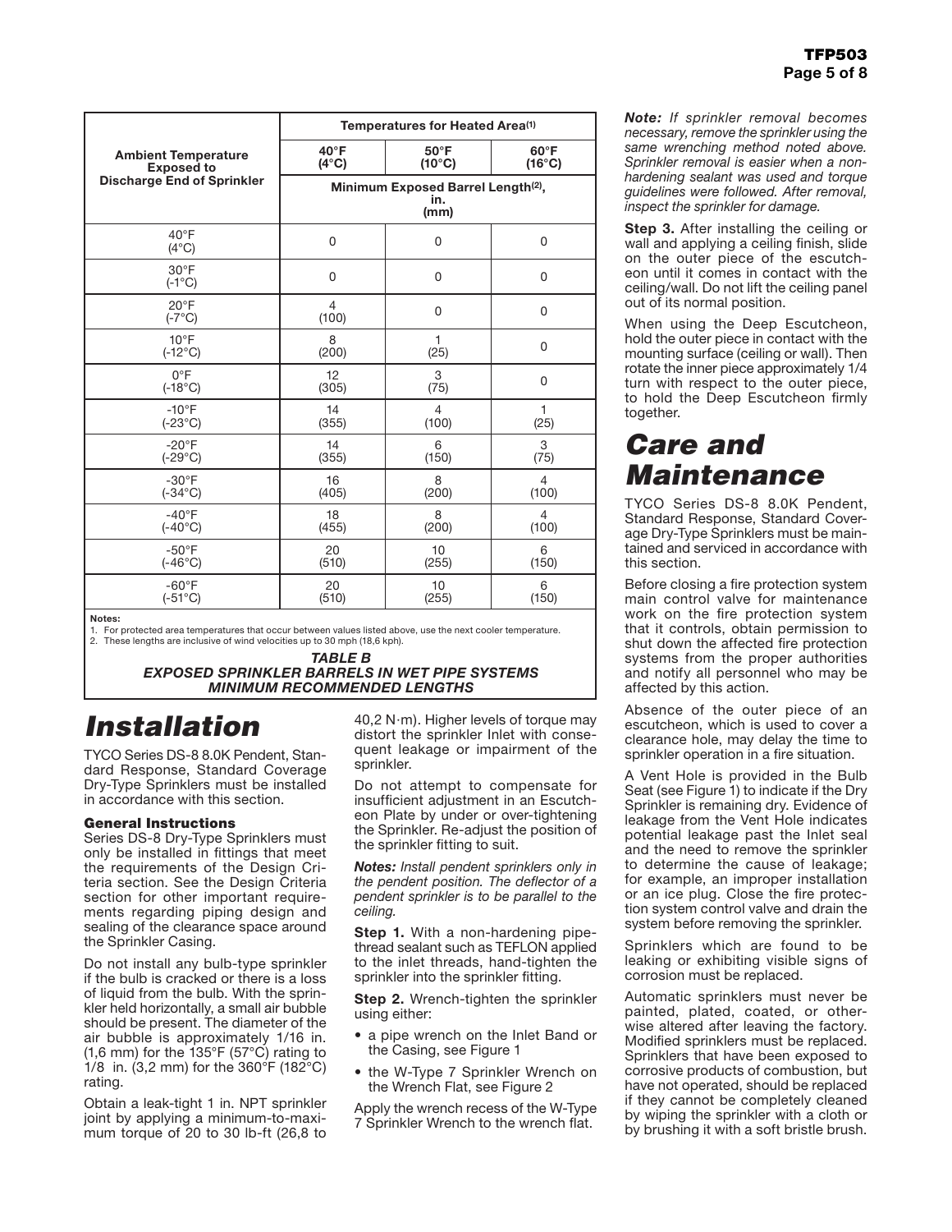| Ambient Temperature Exposed to Discharge End of Sprinkler | Temperatures for Heated Area(1) | | |
|---|---|---|---|
| | 40°F (4°C) | 50°F (10°C) | 60°F (16°C) |
| | Minimum Exposed Barrel Length(2), in. (mm) | | |
| 40°F (4°C) | 0 | 0 | 0 |
| 30°F (-1°C) | 0 | 0 | 0 |
| 20°F (-7°C) | 4 (100) | 0 | 0 |
| 10°F (-12°C) | 8 (200) | 1 (25) | 0 |
| 0°F (-18°C) | 12 (305) | 3 (75) | 0 |
| -10°F (-23°C) | 14 (355) | 4 (100) | 1 (25) |
| -20°F (-29°C) | 14 (355) | 6 (150) | 3 (75) |
| -30°F (-34°C) | 16 (405) | 8 (200) | 4 (100) |
| -40°F (-40°C) | 18 (455) | 8 (200) | 4 (100) |
| -50°F (-46°C) | 20 (510) | 10 (255) | 6 (150) |
| -60°F (-51°C) | 20 (510) | 10 (255) | 6 (150) |

**Notes:**
1. For protected area temperatures that occur between values listed above, use the next cooler temperature.
2. These lengths are inclusive of wind velocities up to 30 mph (18,6 kph).

***TABLE B***
***EXPOSED SPRINKLER BARRELS IN WET PIPE SYSTEMS MINIMUM RECOMMENDED LENGTHS***

# *Installation*

TYCO Series DS-8 8.0K Pendent, Standard Response, Standard Coverage Dry-Type Sprinklers must be installed in accordance with this section.

### General Instructions

Series DS-8 Dry-Type Sprinklers must only be installed in fittings that meet the requirements of the Design Criteria section. See the Design Criteria section for other important requirements regarding piping design and sealing of the clearance space around the Sprinkler Casing.

Do not install any bulb-type sprinkler if the bulb is cracked or there is a loss of liquid from the bulb. With the sprinkler held horizontally, a small air bubble should be present. The diameter of the air bubble is approximately 1/16 in. (1,6 mm) for the 135°F (57°C) rating to 1/8 in. (3,2 mm) for the 360°F (182°C) rating.

Obtain a leak-tight 1 in. NPT sprinkler joint by applying a minimum-to-maximum torque of 20 to 30 lb-ft (26,8 to 40,2 N·m). Higher levels of torque may distort the sprinkler Inlet with consequent leakage or impairment of the sprinkler.

Do not attempt to compensate for insufficient adjustment in an Escutcheon Plate by under or over-tightening the Sprinkler. Re-adjust the position of the sprinkler fitting to suit.

***Notes:*** *Install pendent sprinklers only in the pendent position. The deflector of a pendent sprinkler is to be parallel to the ceiling.*

**Step 1.** With a non-hardening pipe-thread sealant such as TEFLON applied to the inlet threads, hand-tighten the sprinkler into the sprinkler fitting.

**Step 2.** Wrench-tighten the sprinkler using either:

- a pipe wrench on the Inlet Band or the Casing, see Figure 1
- the W-Type 7 Sprinkler Wrench on the Wrench Flat, see Figure 2

Apply the wrench recess of the W-Type 7 Sprinkler Wrench to the wrench flat.

***Note:*** *If sprinkler removal becomes necessary, remove the sprinkler using the same wrenching method noted above. Sprinkler removal is easier when a non-hardening sealant was used and torque guidelines were followed. After removal, inspect the sprinkler for damage.*

**Step 3.** After installing the ceiling or wall and applying a ceiling finish, slide on the outer piece of the escutcheon until it comes in contact with the ceiling/wall. Do not lift the ceiling panel out of its normal position.

When using the Deep Escutcheon, hold the outer piece in contact with the mounting surface (ceiling or wall). Then rotate the inner piece approximately 1/4 turn with respect to the outer piece, to hold the Deep Escutcheon firmly together.

# *Care and Maintenance*

TYCO Series DS-8 8.0K Pendent, Standard Response, Standard Coverage Dry-Type Sprinklers must be maintained and serviced in accordance with this section.

Before closing a fire protection system main control valve for maintenance work on the fire protection system that it controls, obtain permission to shut down the affected fire protection systems from the proper authorities and notify all personnel who may be affected by this action.

Absence of the outer piece of an escutcheon, which is used to cover a clearance hole, may delay the time to sprinkler operation in a fire situation.

A Vent Hole is provided in the Bulb Seat (see Figure 1) to indicate if the Dry Sprinkler is remaining dry. Evidence of leakage from the Vent Hole indicates potential leakage past the Inlet seal and the need to remove the sprinkler to determine the cause of leakage; for example, an improper installation or an ice plug. Close the fire protection system control valve and drain the system before removing the sprinkler.

Sprinklers which are found to be leaking or exhibiting visible signs of corrosion must be replaced.

Automatic sprinklers must never be painted, plated, coated, or otherwise altered after leaving the factory. Modified sprinklers must be replaced. Sprinklers that have been exposed to corrosive products of combustion, but have not operated, should be replaced if they cannot be completely cleaned by wiping the sprinkler with a cloth or by brushing it with a soft bristle brush.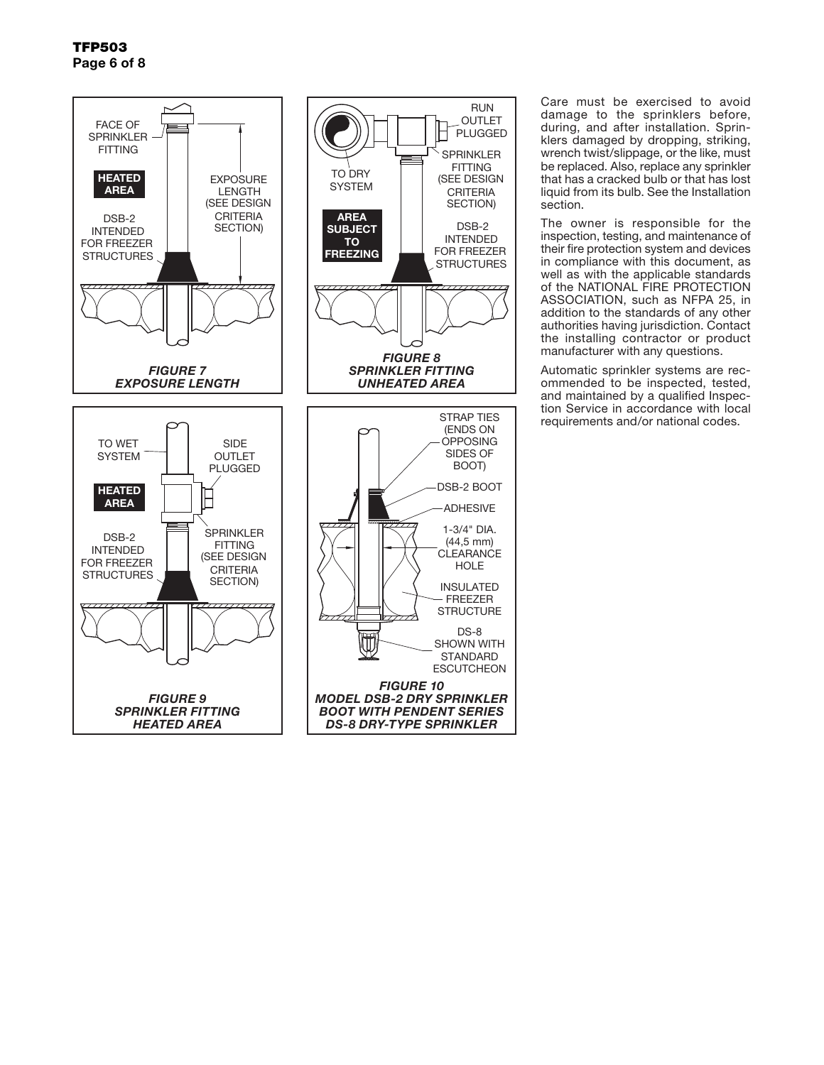FACE OF SPRINKLER FITTING

HEATED AREA

EXPOSURE LENGTH (SEE DESIGN CRITERIA SECTION)

DSB-2 INTENDED FOR FREEZER STRUCTURES

***FIGURE 7***
***EXPOSURE LENGTH***

RUN OUTLET PLUGGED

TO DRY SYSTEM

SPRINKLER FITTING (SEE DESIGN CRITERIA SECTION)

AREA SUBJECT TO FREEZING

DSB-2 INTENDED FOR FREEZER STRUCTURES

***FIGURE 8***
***SPRINKLER FITTING UNHEATED AREA***

TO WET SYSTEM

SIDE OUTLET PLUGGED

HEATED AREA

SPRINKLER FITTING (SEE DESIGN CRITERIA SECTION)

DSB-2 INTENDED FOR FREEZER STRUCTURES

***FIGURE 9***
***SPRINKLER FITTING HEATED AREA***

STRAP TIES (ENDS ON OPPOSING SIDES OF BOOT)

DSB-2 BOOT

ADHESIVE

1-3/4" DIA. (44,5 mm) CLEARANCE HOLE

INSULATED FREEZER STRUCTURE

DS-8 SHOWN WITH STANDARD ESCUTCHEON

***FIGURE 10***
***MODEL DSB-2 DRY SPRINKLER BOOT WITH PENDENT SERIES DS-8 DRY-TYPE SPRINKLER***

Care must be exercised to avoid damage to the sprinklers before, during, and after installation. Sprinklers damaged by dropping, striking, wrench twist/slippage, or the like, must be replaced. Also, replace any sprinkler that has a cracked bulb or that has lost liquid from its bulb. See the Installation section.

The owner is responsible for the inspection, testing, and maintenance of their fire protection system and devices in compliance with this document, as well as with the applicable standards of the NATIONAL FIRE PROTECTION ASSOCIATION, such as NFPA 25, in addition to the standards of any other authorities having jurisdiction. Contact the installing contractor or product manufacturer with any questions.

Automatic sprinkler systems are recommended to be inspected, tested, and maintained by a qualified Inspection Service in accordance with local requirements and/or national codes.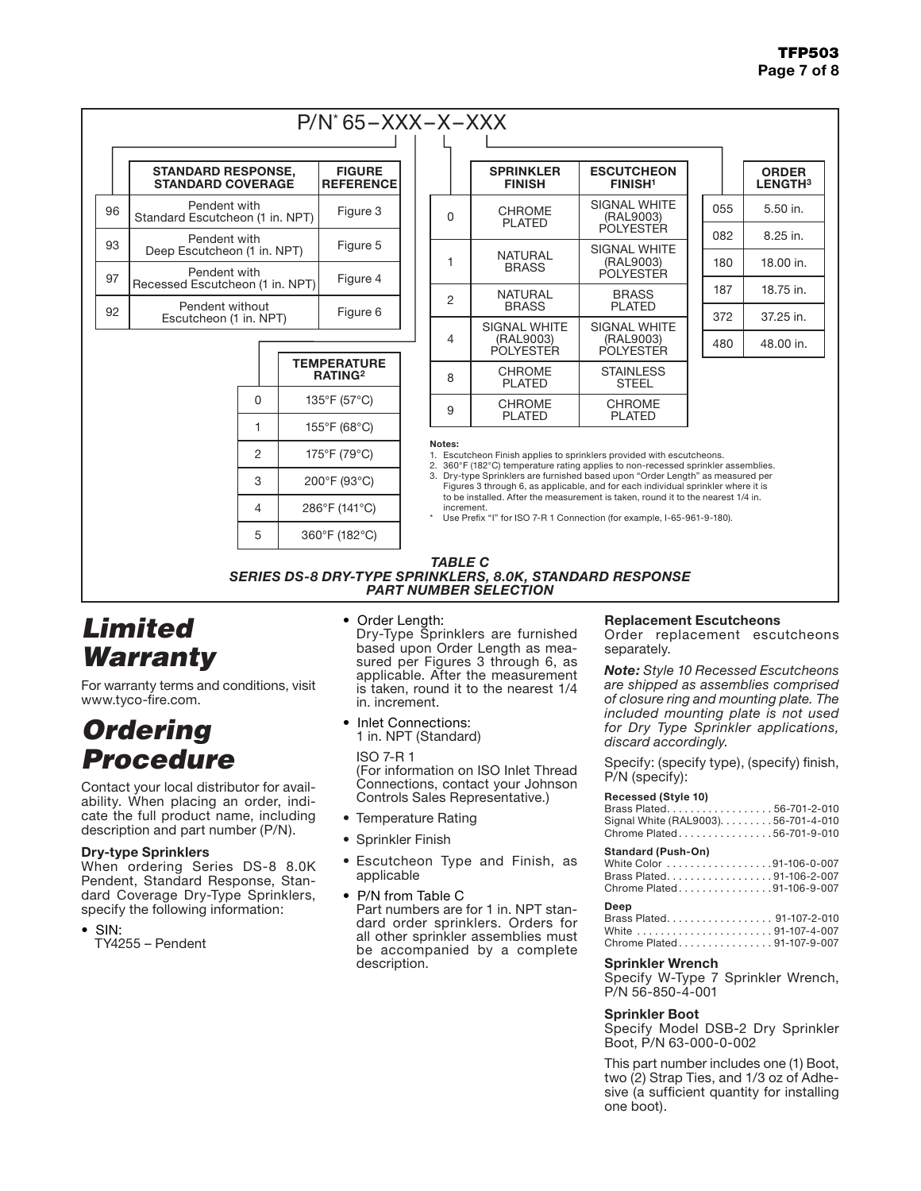P/N* 65–XXX–X–XXX

| | STANDARD RESPONSE, STANDARD COVERAGE | FIGURE REFERENCE |
|---|---|---|
| 96 | Pendent with Standard Escutcheon (1 in. NPT) | Figure 3 |
| 93 | Pendent with Deep Escutcheon (1 in. NPT) | Figure 5 |
| 97 | Pendent with Recessed Escutcheon (1 in. NPT) | Figure 4 |
| 92 | Pendent without Escutcheon (1 in. NPT) | Figure 6 |

| | TEMPERATURE RATING[2] |
|---|---|
| 0 | 135°F (57°C) |
| 1 | 155°F (68°C) |
| 2 | 175°F (79°C) |
| 3 | 200°F (93°C) |
| 4 | 286°F (141°C) |
| 5 | 360°F (182°C) |

| | SPRINKLER FINISH | ESCUTCHEON FINISH[1] |
|---|---|---|
| 0 | CHROME PLATED | SIGNAL WHITE (RAL9003) POLYESTER |
| 1 | NATURAL BRASS | SIGNAL WHITE (RAL9003) POLYESTER |
| 2 | NATURAL BRASS | BRASS PLATED |
| 4 | SIGNAL WHITE (RAL9003) POLYESTER | SIGNAL WHITE (RAL9003) POLYESTER |
| 8 | CHROME PLATED | STAINLESS STEEL |
| 9 | CHROME PLATED | CHROME PLATED |

| | ORDER LENGTH[3] |
|---|---|
| 055 | 5.50 in. |
| 082 | 8.25 in. |
| 180 | 18.00 in. |
| 187 | 18.75 in. |
| 372 | 37.25 in. |
| 480 | 48.00 in. |

**Notes:**
1. Escutcheon Finish applies to sprinklers provided with escutcheons.
2. 360°F (182°C) temperature rating applies to non-recessed sprinkler assemblies.
3. Dry-type Sprinklers are furnished based upon "Order Length" as measured per Figures 3 through 6, as applicable, and for each individual sprinkler where it is to be installed. After the measurement is taken, round it to the nearest 1/4 in. increment.

\* Use Prefix "I" for ISO 7-R 1 Connection (for example, I-65-961-9-180).

*TABLE C*
*SERIES DS-8 DRY-TYPE SPRINKLERS, 8.0K, STANDARD RESPONSE PART NUMBER SELECTION*

# Limited Warranty

For warranty terms and conditions, visit www.tyco-fire.com.

# Ordering Procedure

Contact your local distributor for availability. When placing an order, indicate the full product name, including description and part number (P/N).

**Dry-type Sprinklers**
When ordering Series DS-8 8.0K Pendent, Standard Response, Standard Coverage Dry-Type Sprinklers, specify the following information:

- SIN:
  TY4255 – Pendent
- Order Length:
  Dry-Type Sprinklers are furnished based upon Order Length as measured per Figures 3 through 6, as applicable. After the measurement is taken, round it to the nearest 1/4 in. increment.
- Inlet Connections:
  1 in. NPT (Standard)

  ISO 7-R 1
  (For information on ISO Inlet Thread Connections, contact your Johnson Controls Sales Representative.)
- Temperature Rating
- Sprinkler Finish
- Escutcheon Type and Finish, as applicable
- P/N from Table C
  Part numbers are for 1 in. NPT standard order sprinklers. Orders for all other sprinkler assemblies must be accompanied by a complete description.

**Replacement Escutcheons**
Order replacement escutcheons separately.

***Note:*** *Style 10 Recessed Escutcheons are shipped as assemblies comprised of closure ring and mounting plate. The included mounting plate is not used for Dry Type Sprinkler applications, discard accordingly.*

Specify: (specify type), (specify) finish, P/N (specify):

**Recessed (Style 10)**
Brass Plated. . . . . . . . . . . . . . . . . 56-701-2-010
Signal White (RAL9003). . . . . . . . . 56-701-4-010
Chrome Plated . . . . . . . . . . . . . . . 56-701-9-010

**Standard (Push-On)**
White Color . . . . . . . . . . . . . . . . . 91-106-0-007
Brass Plated. . . . . . . . . . . . . . . . . 91-106-2-007
Chrome Plated . . . . . . . . . . . . . . . 91-106-9-007

**Deep**
Brass Plated. . . . . . . . . . . . . . . . . 91-107-2-010
White . . . . . . . . . . . . . . . . . . . . . 91-107-4-007
Chrome Plated . . . . . . . . . . . . . . . 91-107-9-007

**Sprinkler Wrench**
Specify W-Type 7 Sprinkler Wrench, P/N 56-850-4-001

**Sprinkler Boot**
Specify Model DSB-2 Dry Sprinkler Boot, P/N 63-000-0-002

This part number includes one (1) Boot, two (2) Strap Ties, and 1/3 oz of Adhesive (a sufficient quantity for installing one boot).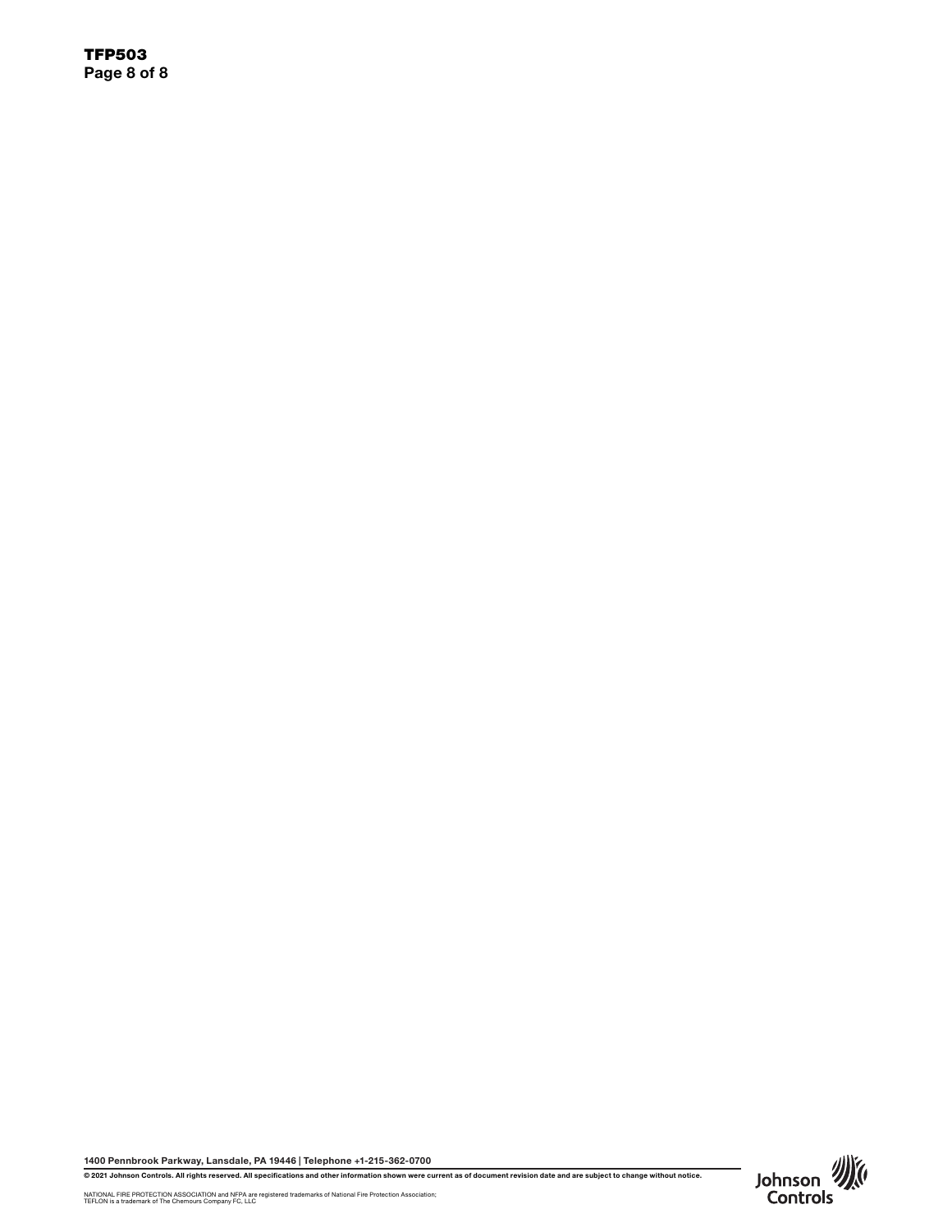**1400 Pennbrook Parkway, Lansdale, PA 19446 | Telephone +1-215-362-0700**

**© 2021 Johnson Controls. All rights reserved. All specifications and other information shown were current as of document revision date and are subject to change without notice.**

NATIONAL FIRE PROTECTION ASSOCIATION and NFPA are registered trademarks of National Fire Protection Association;
TEFLON is a trademark of The Chemours Company FC, LLC

Johnson Controls